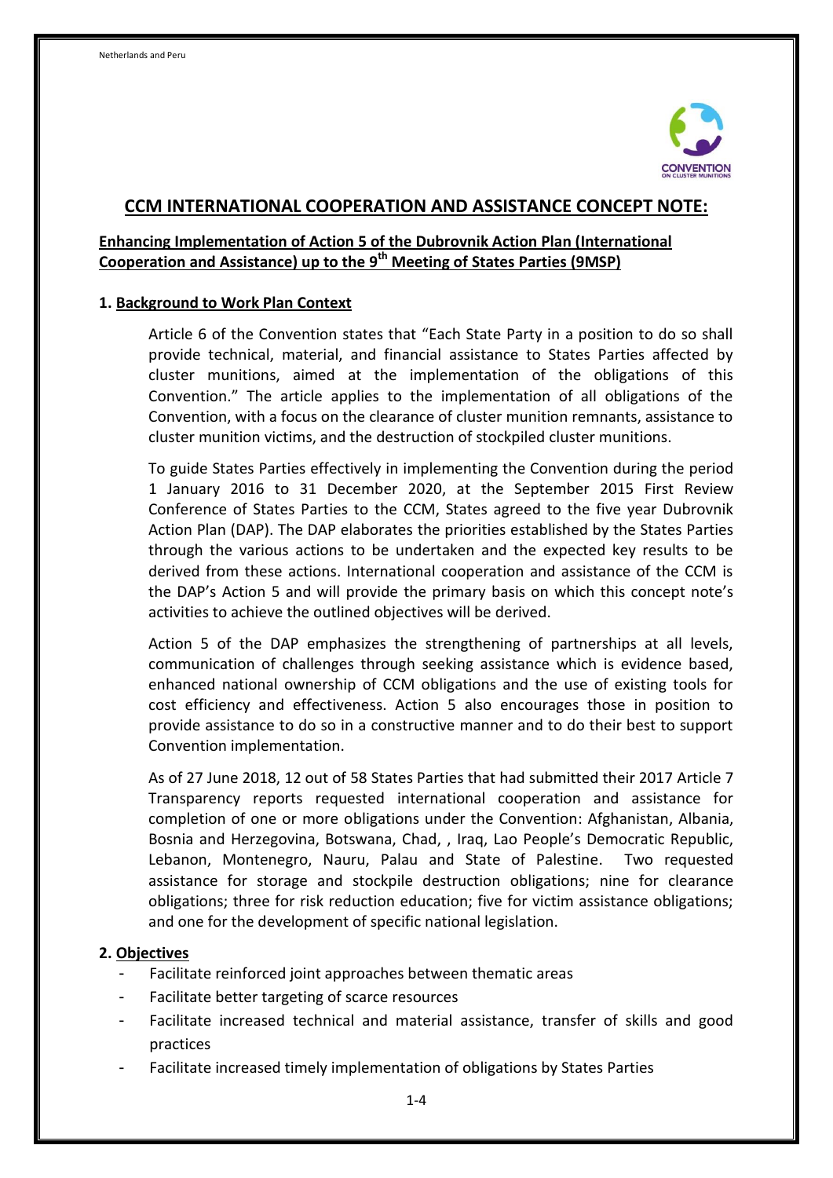# CCM INTERNATIONAL COOPERATION AND ASSISTANCE CONCEPT NOTE:

## Enhancing Implementation of Action 5 of the Dubrovnik Action Plan (International Cooperation and Assistance) up to the 9th Meeting of States Parties (9MSP)

### 1. Background to Work Plan Context

Article 6 of the Convention states that "Each State Party in a position to do so shall provide technical, material, and financial assistance to States Parties affected by cluster munitions, aimed at the implementation of the obligations of this Convention." The article applies to the implementation of all obligations of the Convention, with a focus on the clearance of cluster munition remnants, assistance to cluster munition victims, and the destruction of stockpiled cluster munitions.

To guide States Parties effectively in implementing the Convention during the period 1 January 2016 to 31 December 2020, at the September 2015 First Review Conference of States Parties to the CCM, States agreed to the five year Dubrovnik Action Plan (DAP). The DAP elaborates the priorities established by the States Parties through the various actions to be undertaken and the expected key results to be derived from these actions. International cooperation and assistance of the CCM is the DAP's Action 5 and will provide the primary basis on which this concept note's activities to achieve the outlined objectives will be derived.

Action 5 of the DAP emphasizes the strengthening of partnerships at all levels, communication of challenges through seeking assistance which is evidence based, enhanced national ownership of CCM obligations and the use of existing tools for cost efficiency and effectiveness. Action 5 also encourages those in position to provide assistance to do so in a constructive manner and to do their best to support Convention implementation.

As of 27 June 2018, 12 out of 58 States Parties that had submitted their 2017 Article 7 Transparency reports requested international cooperation and assistance for completion of one or more obligations under the Convention: Afghanistan, Albania, Bosnia and Herzegovina, Botswana, Chad, , Iraq, Lao People's Democratic Republic, Lebanon, Montenegro, Nauru, Palau and State of Palestine. Two requested assistance for storage and stockpile destruction obligations; nine for clearance obligations; three for risk reduction education; five for victim assistance obligations; and one for the development of specific national legislation.

### 2. Objectives

- Facilitate reinforced joint approaches between thematic areas
- Facilitate better targeting of scarce resources
- Facilitate increased technical and material assistance, transfer of skills and good practices
- Facilitate increased timely implementation of obligations by States Parties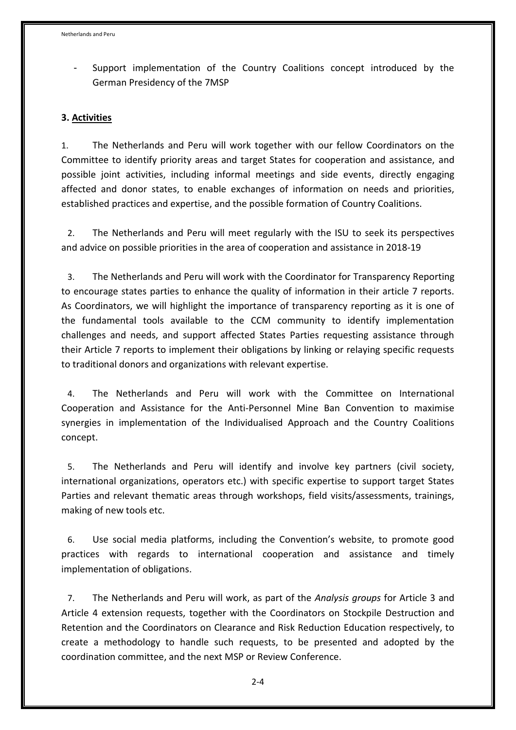- Support implementation of the Country Coalitions concept introduced by the German Presidency of the 7MSP

**3. Activities**

1. The Netherlands and Peru will work together with our fellow Coordinators on the Committee to identify priority areas and target States for cooperation and assistance, and possible joint activities, including informal meetings and side events, directly engaging affected and donor states, to enable exchanges of information on needs and priorities, established practices and expertise, and the possible formation of Country Coalitions.

2. The Netherlands and Peru will meet regularly with the ISU to seek its perspectives and advice on possible priorities in the area of cooperation and assistance in 2018-19

3. The Netherlands and Peru will work with the Coordinator for Transparency Reporting to encourage states parties to enhance the quality of information in their article 7 reports. As Coordinators, we will highlight the importance of transparency reporting as it is one of the fundamental tools available to the CCM community to identify implementation challenges and needs, and support affected States Parties requesting assistance through their Article 7 reports to implement their obligations by linking or relaying specific requests to traditional donors and organizations with relevant expertise.

4. The Netherlands and Peru will work with the Committee on International Cooperation and Assistance for the Anti-Personnel Mine Ban Convention to maximise synergies in implementation of the Individualised Approach and the Country Coalitions concept.

5. The Netherlands and Peru will identify and involve key partners (civil society, international organizations, operators etc.) with specific expertise to support target States Parties and relevant thematic areas through workshops, field visits/assessments, trainings, making of new tools etc.

6. Use social media platforms, including the Convention's website, to promote good practices with regards to international cooperation and assistance and timely implementation of obligations.

7. The Netherlands and Peru will work, as part of the *Analysis groups* for Article 3 and Article 4 extension requests, together with the Coordinators on Stockpile Destruction and Retention and the Coordinators on Clearance and Risk Reduction Education respectively, to create a methodology to handle such requests, to be presented and adopted by the coordination committee, and the next MSP or Review Conference.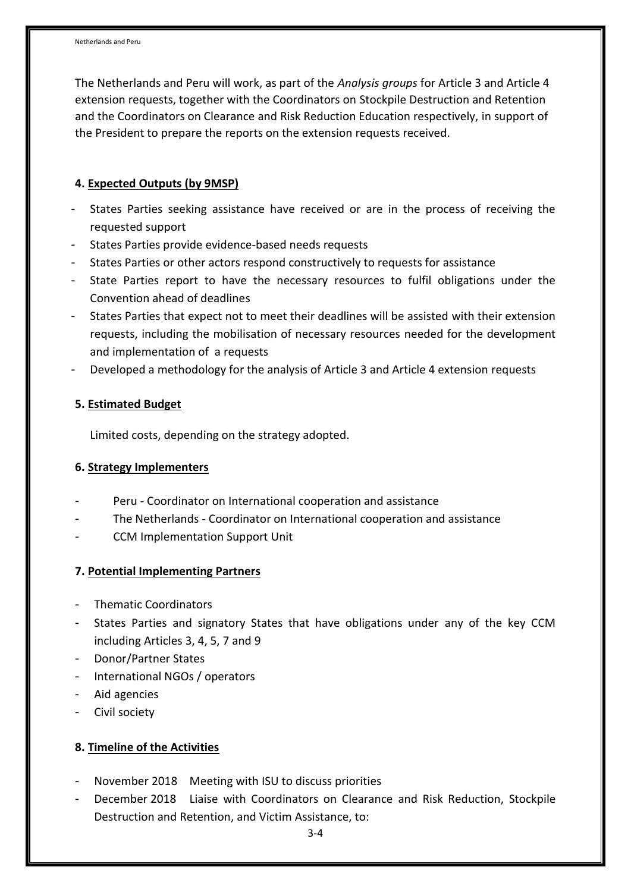The Netherlands and Peru will work, as part of the *Analysis groups* for Article 3 and Article 4 extension requests, together with the Coordinators on Stockpile Destruction and Retention and the Coordinators on Clearance and Risk Reduction Education respectively, in support of the President to prepare the reports on the extension requests received.

## 4. Expected Outputs (by 9MSP)

- States Parties seeking assistance have received or are in the process of receiving the requested support
- States Parties provide evidence-based needs requests
- States Parties or other actors respond constructively to requests for assistance
- State Parties report to have the necessary resources to fulfil obligations under the Convention ahead of deadlines
- States Parties that expect not to meet their deadlines will be assisted with their extension requests, including the mobilisation of necessary resources needed for the development and implementation of a requests
- Developed a methodology for the analysis of Article 3 and Article 4 extension requests

## 5. Estimated Budget

Limited costs, depending on the strategy adopted.

## 6. Strategy Implementers

- Peru - Coordinator on International cooperation and assistance
- The Netherlands - Coordinator on International cooperation and assistance
- CCM Implementation Support Unit

## 7. Potential Implementing Partners

- Thematic Coordinators
- States Parties and signatory States that have obligations under any of the key CCM including Articles 3, 4, 5, 7 and 9
- Donor/Partner States
- International NGOs / operators
- Aid agencies
- Civil society

## 8. Timeline of the Activities

- November 2018 Meeting with ISU to discuss priorities
- December 2018 Liaise with Coordinators on Clearance and Risk Reduction, Stockpile Destruction and Retention, and Victim Assistance, to: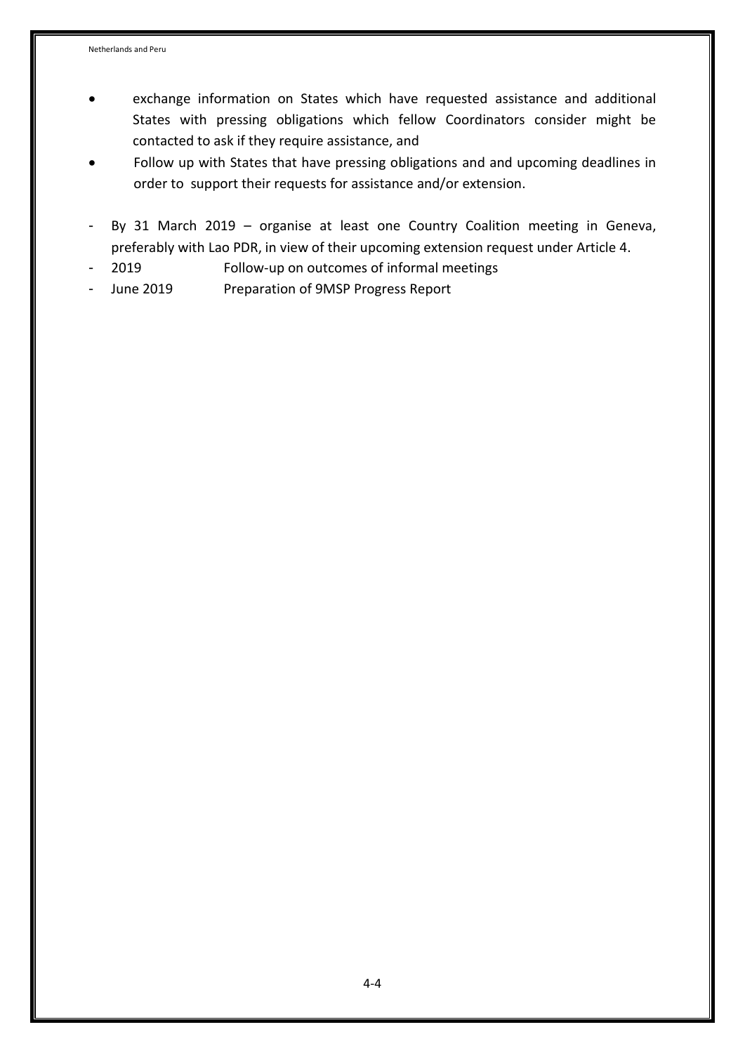- exchange information on States which have requested assistance and additional States with pressing obligations which fellow Coordinators consider might be contacted to ask if they require assistance, and
- Follow up with States that have pressing obligations and and upcoming deadlines in order to support their requests for assistance and/or extension.

- By 31 March 2019 – organise at least one Country Coalition meeting in Geneva, preferably with Lao PDR, in view of their upcoming extension request under Article 4.
- 2019 Follow-up on outcomes of informal meetings
- June 2019 Preparation of 9MSP Progress Report